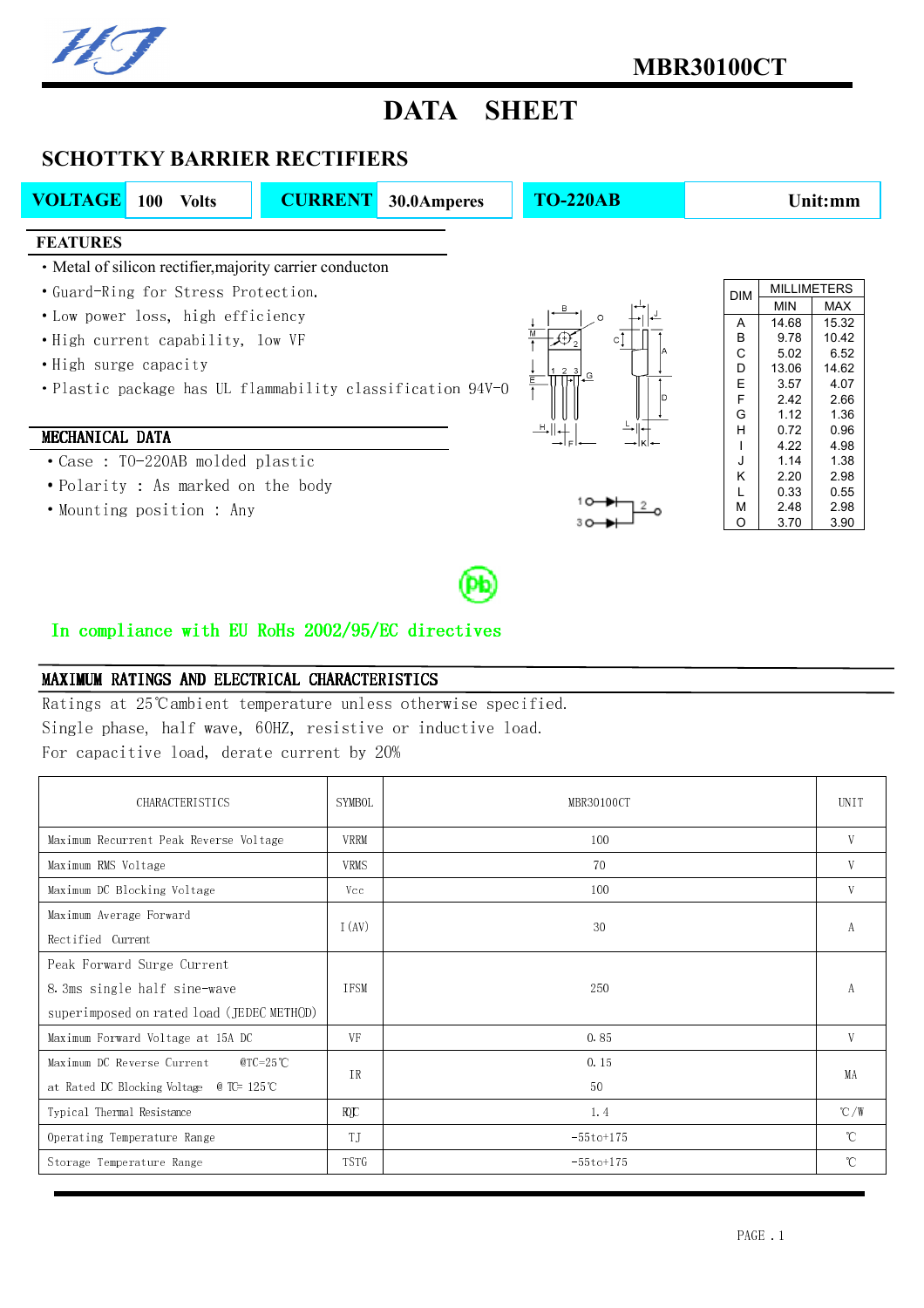# MBR30100CT

# DATA SHEET

## SCHOTTKY BARRIER RECTIFIERS

| VOLTAGE | 100 Volts | CURRENT | 30.0Amperes | TO-220AB | Unit:mm |
|---|---|---|---|---|---|

### FEATURES

- Metal of silicon rectifier,majority carrier conducton
- Guard-Ring for Stress Protection.
- Low power loss, high efficiency
- High current capability, low VF
- High surge capacity
- Plastic package has UL flammability classification 94V-0

### MECHANICAL DATA

- Case : TO-220AB molded plastic
- Polarity : As marked on the body
- Mounting position : Any

| DIM | MILLIMETERS | |
|---|---|---|
| | MIN | MAX |
| A | 14.68 | 15.32 |
| B | 9.78 | 10.42 |
| C | 5.02 | 6.52 |
| D | 13.06 | 14.62 |
| E | 3.57 | 4.07 |
| F | 2.42 | 2.66 |
| G | 1.12 | 1.36 |
| H | 0.72 | 0.96 |
| I | 4.22 | 4.98 |
| J | 1.14 | 1.38 |
| K | 2.20 | 2.98 |
| L | 0.33 | 0.55 |
| M | 2.48 | 2.98 |
| O | 3.70 | 3.90 |

In compliance with EU RoHs 2002/95/EC directives

### MAXIMUM RATINGS AND ELECTRICAL CHARACTERISTICS

Ratings at 25℃ambient temperature unless otherwise specified.
Single phase, half wave, 60HZ, resistive or inductive load.
For capacitive load, derate current by 20%

| CHARACTERISTICS | SYMBOL | MBR30100CT | UNIT |
|---|---|---|---|
| Maximum Recurrent Peak Reverse Voltage | VRRM | 100 | V |
| Maximum RMS Voltage | VRMS | 70 | V |
| Maximum DC Blocking Voltage | Vcc | 100 | V |
| Maximum Average Forward Rectified Current | I(AV) | 30 | A |
| Peak Forward Surge Current 8.3ms single half sine-wave superimposed on rated load (JEDEC METHOD) | IFSM | 250 | A |
| Maximum Forward Voltage at 15A DC | VF | 0.85 | V |
| Maximum DC Reverse Current @TC=25℃ at Rated DC Blocking Voltage @ TC= 125℃ | IR | 0.15<br>50 | MA |
| Typical Thermal Resistance | RΘJC | 1.4 | ℃/W |
| Operating Temperature Range | TJ | -55to+175 | ℃ |
| Storage Temperature Range | TSTG | -55to+175 | ℃ |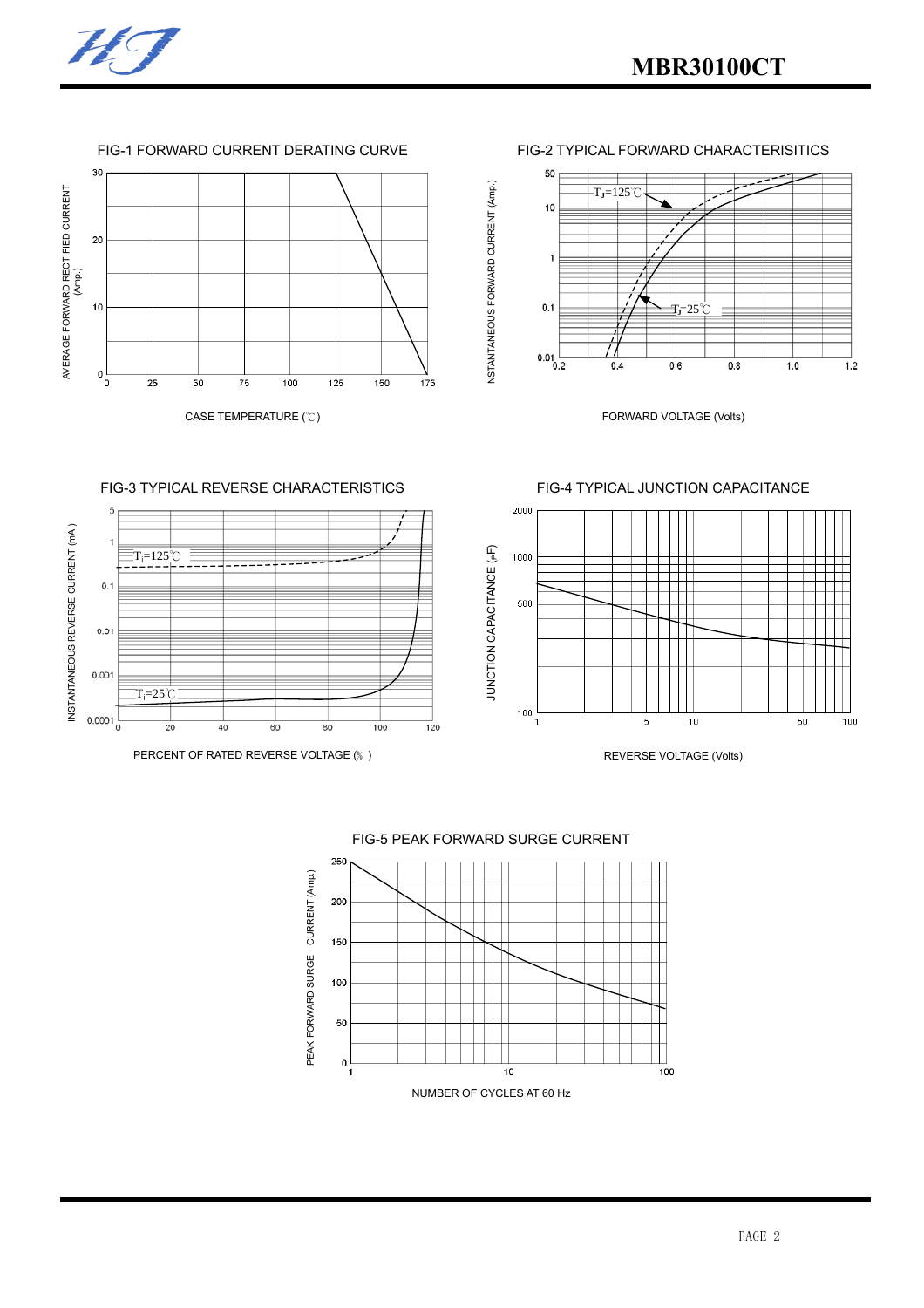FIG-1 FORWARD CURRENT DERATING CURVE

AVERAGE FORWARD RECTIFIED CURRENT (Amp.)

30
20
10
0

0 25 50 75 100 125 150 175

CASE TEMPERATURE (℃)

FIG-2 TYPICAL FORWARD CHARACTERISITICS

NSTANTANEOUS FORWARD CURRENT (Amp.)

50
10
1
0.1
0.01

0.2 0.4 0.6 0.8 1.0 1.2

$T_J$=125℃

$T_J$=25℃

FORWARD VOLTAGE (Volts)

FIG-3 TYPICAL REVERSE CHARACTERISTICS

INSTANTANEOUS REVERSE CURRENT (mA.)

5
1
0.1
0.01
0.001
0.0001

0 20 40 60 80 100 120

$T_j$=125℃

$T_j$=25℃

PERCENT OF RATED REVERSE VOLTAGE (% )

FIG-4 TYPICAL JUNCTION CAPACITANCE

JUNCTION CAPACITANCE (pF)

2000
1000
500
100

1 5 10 50 100

REVERSE VOLTAGE (Volts)

FIG-5 PEAK FORWARD SURGE CURRENT

PEAK FORWARD SURGE CURRENT (Amp.)

250
200
150
100
50
0

1 10 100

NUMBER OF CYCLES AT 60 Hz